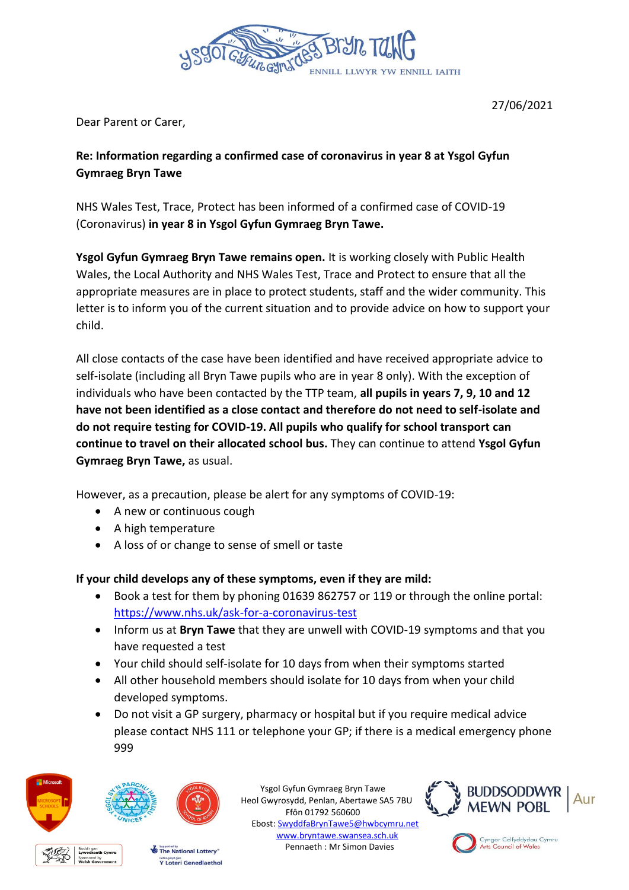Ysgol Gyfun Gymraeg Bryn Tawe

ENNILL LLWYR YW ENNILL IAITH

27/06/2021

Dear Parent or Carer,

**Re: Information regarding a confirmed case of coronavirus in year 8 at Ysgol Gyfun Gymraeg Bryn Tawe**

NHS Wales Test, Trace, Protect has been informed of a confirmed case of COVID-19 (Coronavirus) **in year 8 in Ysgol Gyfun Gymraeg Bryn Tawe.**

**Ysgol Gyfun Gymraeg Bryn Tawe remains open.** It is working closely with Public Health Wales, the Local Authority and NHS Wales Test, Trace and Protect to ensure that all the appropriate measures are in place to protect students, staff and the wider community. This letter is to inform you of the current situation and to provide advice on how to support your child.

All close contacts of the case have been identified and have received appropriate advice to self-isolate (including all Bryn Tawe pupils who are in year 8 only). With the exception of individuals who have been contacted by the TTP team, **all pupils in years 7, 9, 10 and 12 have not been identified as a close contact and therefore do not need to self-isolate and do not require testing for COVID-19. All pupils who qualify for school transport can continue to travel on their allocated school bus.** They can continue to attend **Ysgol Gyfun Gymraeg Bryn Tawe,** as usual.

However, as a precaution, please be alert for any symptoms of COVID-19:

- A new or continuous cough
- A high temperature
- A loss of or change to sense of smell or taste

**If your child develops any of these symptoms, even if they are mild:**

- Book a test for them by phoning 01639 862757 or 119 or through the online portal: https://www.nhs.uk/ask-for-a-coronavirus-test
- Inform us at **Bryn Tawe** that they are unwell with COVID-19 symptoms and that you have requested a test
- Your child should self-isolate for 10 days from when their symptoms started
- All other household members should isolate for 10 days from when your child developed symptoms.
- Do not visit a GP surgery, pharmacy or hospital but if you require medical advice please contact NHS 111 or telephone your GP; if there is a medical emergency phone 999

Ysgol Gyfun Gymraeg Bryn Tawe
Heol Gwyrosydd, Penlan, Abertawe SA5 7BU
Ffôn 01792 560600
Ebost: SwyddfaBrynTawe5@hwbcymru.net
www.bryntawe.swansea.sch.uk
Pennaeth : Mr Simon Davies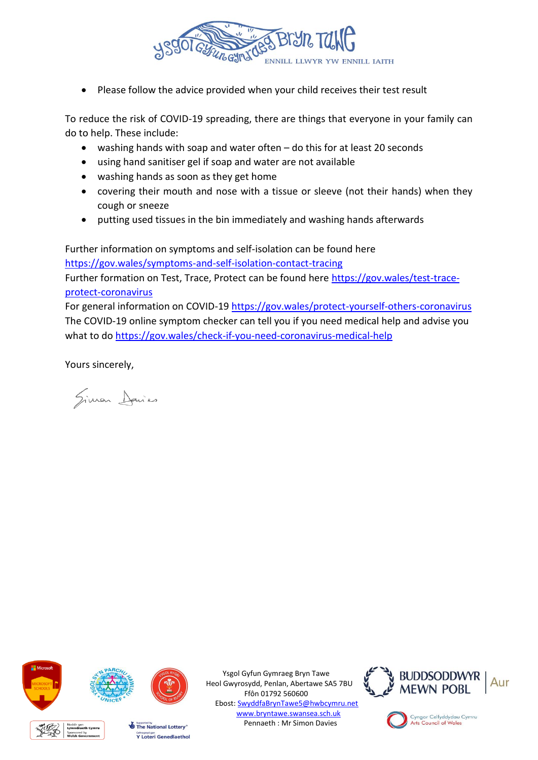- Please follow the advice provided when your child receives their test result

To reduce the risk of COVID-19 spreading, there are things that everyone in your family can do to help. These include:

- washing hands with soap and water often – do this for at least 20 seconds
- using hand sanitiser gel if soap and water are not available
- washing hands as soon as they get home
- covering their mouth and nose with a tissue or sleeve (not their hands) when they cough or sneeze
- putting used tissues in the bin immediately and washing hands afterwards

Further information on symptoms and self-isolation can be found here https://gov.wales/symptoms-and-self-isolation-contact-tracing
Further formation on Test, Trace, Protect can be found here https://gov.wales/test-trace-protect-coronavirus
For general information on COVID-19 https://gov.wales/protect-yourself-others-coronavirus
The COVID-19 online symptom checker can tell you if you need medical help and advise you what to do https://gov.wales/check-if-you-need-coronavirus-medical-help

Yours sincerely,

Simon Davies

Ysgol Gyfun Gymraeg Bryn Tawe
Heol Gwyrosydd, Penlan, Abertawe SA5 7BU
Ffôn 01792 560600
Ebost: SwyddfaBrynTawe5@hwbcymru.net
www.bryntawe.swansea.sch.uk
Pennaeth : Mr Simon Davies